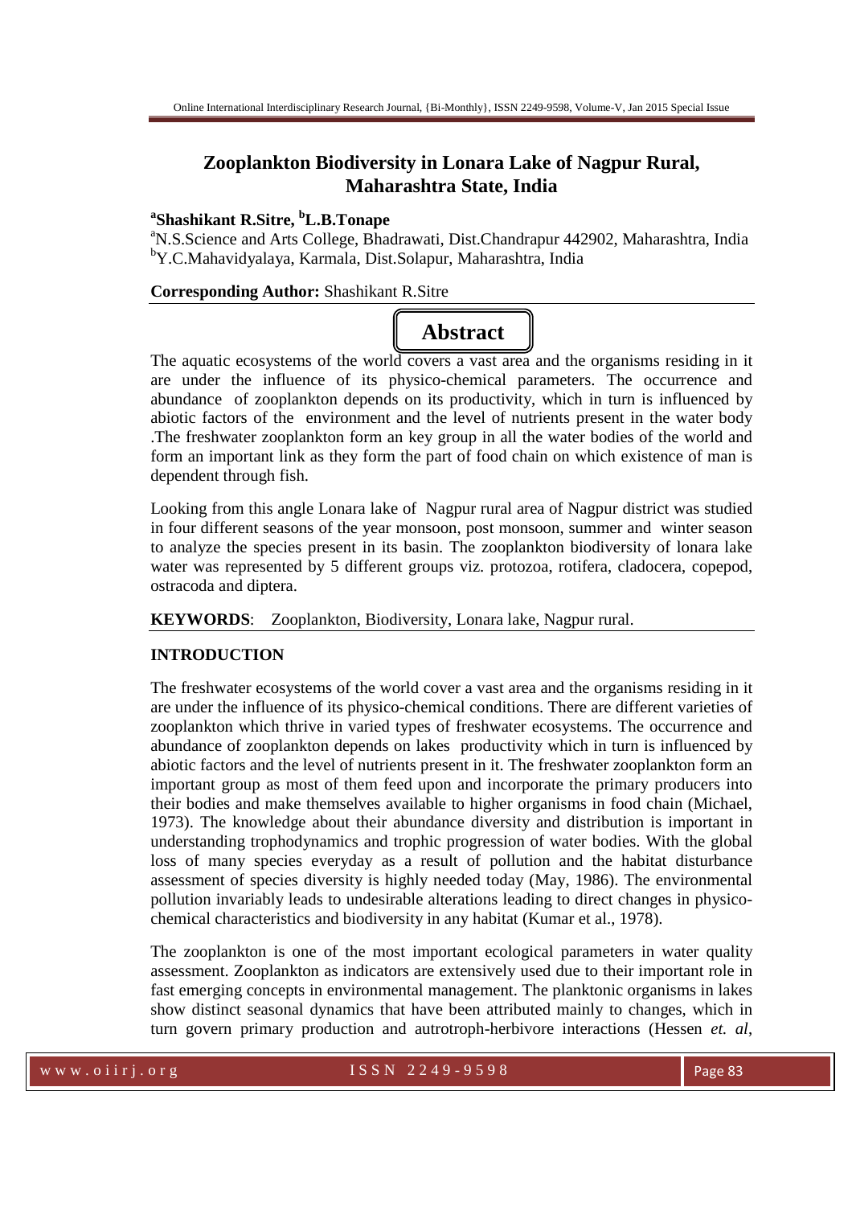# Zooplankton Biodiversity in Lonara Lake of Nagpur Rural, Maharashtra State, India

**[a]Shashikant R.Sitre, [b]L.B.Tonape**

[a]N.S.Science and Arts College, Bhadrawati, Dist.Chandrapur 442902, Maharashtra, India
[b]Y.C.Mahavidyalaya, Karmala, Dist.Solapur, Maharashtra, India

**Corresponding Author:** Shashikant R.Sitre

## Abstract

The aquatic ecosystems of the world covers a vast area and the organisms residing in it are under the influence of its physico-chemical parameters. The occurrence and abundance of zooplankton depends on its productivity, which in turn is influenced by abiotic factors of the environment and the level of nutrients present in the water body .The freshwater zooplankton form an key group in all the water bodies of the world and form an important link as they form the part of food chain on which existence of man is dependent through fish.

Looking from this angle Lonara lake of Nagpur rural area of Nagpur district was studied in four different seasons of the year monsoon, post monsoon, summer and winter season to analyze the species present in its basin. The zooplankton biodiversity of lonara lake water was represented by 5 different groups viz. protozoa, rotifera, cladocera, copepod, ostracoda and diptera.

**KEYWORDS**: Zooplankton, Biodiversity, Lonara lake, Nagpur rural.

## INTRODUCTION

The freshwater ecosystems of the world cover a vast area and the organisms residing in it are under the influence of its physico-chemical conditions. There are different varieties of zooplankton which thrive in varied types of freshwater ecosystems. The occurrence and abundance of zooplankton depends on lakes productivity which in turn is influenced by abiotic factors and the level of nutrients present in it. The freshwater zooplankton form an important group as most of them feed upon and incorporate the primary producers into their bodies and make themselves available to higher organisms in food chain (Michael, 1973). The knowledge about their abundance diversity and distribution is important in understanding trophodynamics and trophic progression of water bodies. With the global loss of many species everyday as a result of pollution and the habitat disturbance assessment of species diversity is highly needed today (May, 1986). The environmental pollution invariably leads to undesirable alterations leading to direct changes in physico-chemical characteristics and biodiversity in any habitat (Kumar et al., 1978).

The zooplankton is one of the most important ecological parameters in water quality assessment. Zooplankton as indicators are extensively used due to their important role in fast emerging concepts in environmental management. The planktonic organisms in lakes show distinct seasonal dynamics that have been attributed mainly to changes, which in turn govern primary production and autrotroph-herbivore interactions (Hessen *et. al*,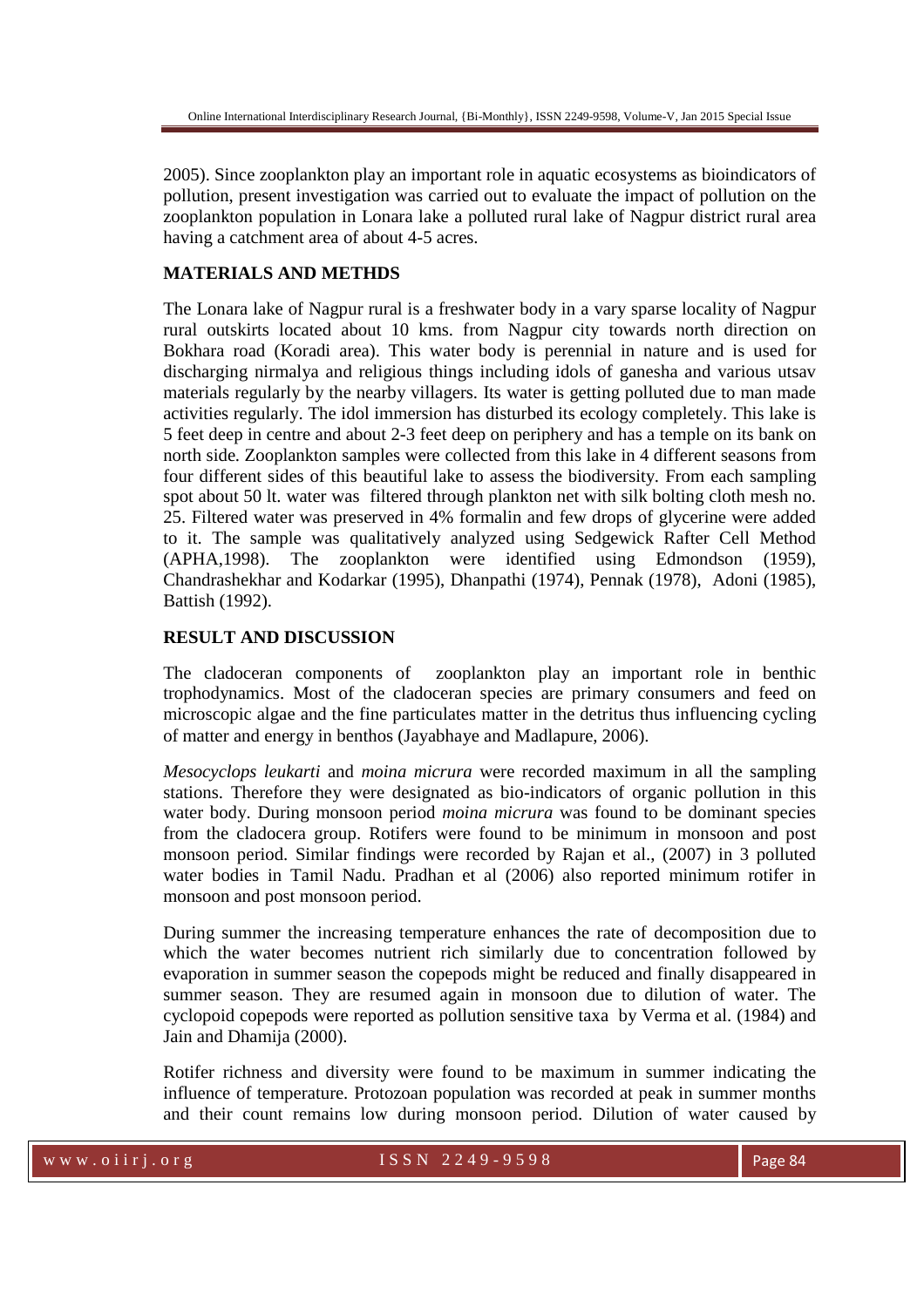2005). Since zooplankton play an important role in aquatic ecosystems as bioindicators of pollution, present investigation was carried out to evaluate the impact of pollution on the zooplankton population in Lonara lake a polluted rural lake of Nagpur district rural area having a catchment area of about 4-5 acres.

## MATERIALS AND METHDS

The Lonara lake of Nagpur rural is a freshwater body in a vary sparse locality of Nagpur rural outskirts located about 10 kms. from Nagpur city towards north direction on Bokhara road (Koradi area). This water body is perennial in nature and is used for discharging nirmalya and religious things including idols of ganesha and various utsav materials regularly by the nearby villagers. Its water is getting polluted due to man made activities regularly. The idol immersion has disturbed its ecology completely. This lake is 5 feet deep in centre and about 2-3 feet deep on periphery and has a temple on its bank on north side. Zooplankton samples were collected from this lake in 4 different seasons from four different sides of this beautiful lake to assess the biodiversity. From each sampling spot about 50 lt. water was filtered through plankton net with silk bolting cloth mesh no. 25. Filtered water was preserved in 4% formalin and few drops of glycerine were added to it. The sample was qualitatively analyzed using Sedgewick Rafter Cell Method (APHA,1998). The zooplankton were identified using Edmondson (1959), Chandrashekhar and Kodarkar (1995), Dhanpathi (1974), Pennak (1978), Adoni (1985), Battish (1992).

## RESULT AND DISCUSSION

The cladoceran components of zooplankton play an important role in benthic trophodynamics. Most of the cladoceran species are primary consumers and feed on microscopic algae and the fine particulates matter in the detritus thus influencing cycling of matter and energy in benthos (Jayabhaye and Madlapure, 2006).

*Mesocyclops leukarti* and *moina micrura* were recorded maximum in all the sampling stations. Therefore they were designated as bio-indicators of organic pollution in this water body. During monsoon period *moina micrura* was found to be dominant species from the cladocera group. Rotifers were found to be minimum in monsoon and post monsoon period. Similar findings were recorded by Rajan et al., (2007) in 3 polluted water bodies in Tamil Nadu. Pradhan et al (2006) also reported minimum rotifer in monsoon and post monsoon period.

During summer the increasing temperature enhances the rate of decomposition due to which the water becomes nutrient rich similarly due to concentration followed by evaporation in summer season the copepods might be reduced and finally disappeared in summer season. They are resumed again in monsoon due to dilution of water. The cyclopoid copepods were reported as pollution sensitive taxa by Verma et al. (1984) and Jain and Dhamija (2000).

Rotifer richness and diversity were found to be maximum in summer indicating the influence of temperature. Protozoan population was recorded at peak in summer months and their count remains low during monsoon period. Dilution of water caused by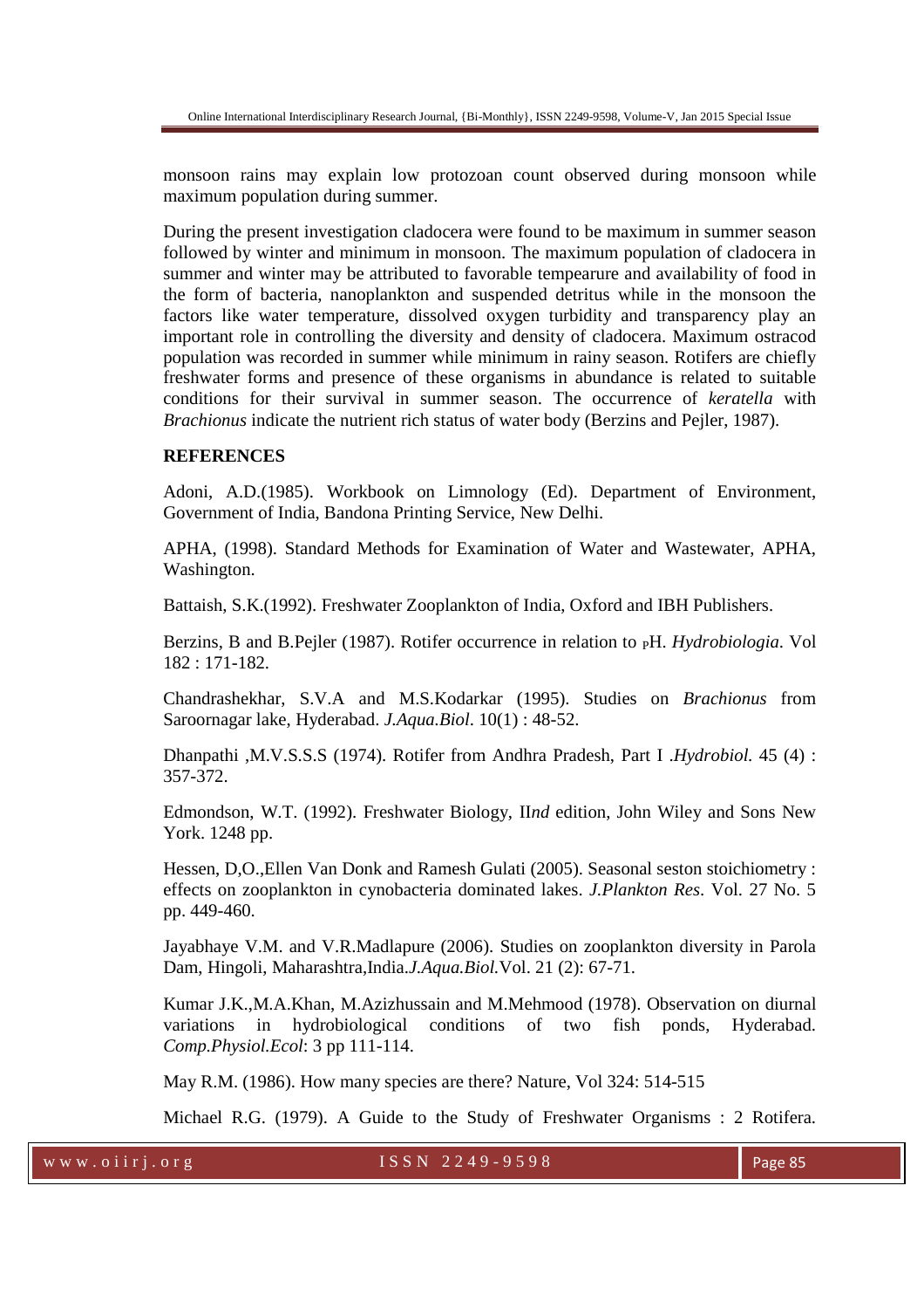monsoon rains may explain low protozoan count observed during monsoon while maximum population during summer.

During the present investigation cladocera were found to be maximum in summer season followed by winter and minimum in monsoon. The maximum population of cladocera in summer and winter may be attributed to favorable tempearure and availability of food in the form of bacteria, nanoplankton and suspended detritus while in the monsoon the factors like water temperature, dissolved oxygen turbidity and transparency play an important role in controlling the diversity and density of cladocera. Maximum ostracod population was recorded in summer while minimum in rainy season. Rotifers are chiefly freshwater forms and presence of these organisms in abundance is related to suitable conditions for their survival in summer season. The occurrence of *keratella* with *Brachionus* indicate the nutrient rich status of water body (Berzins and Pejler, 1987).

**REFERENCES**

Adoni, A.D.(1985). Workbook on Limnology (Ed). Department of Environment, Government of India, Bandona Printing Service, New Delhi.

APHA, (1998). Standard Methods for Examination of Water and Wastewater, APHA, Washington.

Battaish, S.K.(1992). Freshwater Zooplankton of India, Oxford and IBH Publishers.

Berzins, B and B.Pejler (1987). Rotifer occurrence in relation to pH. *Hydrobiologia*. Vol 182 : 171-182.

Chandrashekhar, S.V.A and M.S.Kodarkar (1995). Studies on *Brachionus* from Saroornagar lake, Hyderabad. *J.Aqua.Biol*. 10(1) : 48-52.

Dhanpathi ,M.V.S.S.S (1974). Rotifer from Andhra Pradesh, Part I .*Hydrobiol.* 45 (4) : 357-372.

Edmondson, W.T. (1992). Freshwater Biology, II*nd* edition, John Wiley and Sons New York. 1248 pp.

Hessen, D,O.,Ellen Van Donk and Ramesh Gulati (2005). Seasonal seston stoichiometry : effects on zooplankton in cynobacteria dominated lakes. *J.Plankton Res*. Vol. 27 No. 5 pp. 449-460.

Jayabhaye V.M. and V.R.Madlapure (2006). Studies on zooplankton diversity in Parola Dam, Hingoli, Maharashtra,India.*J.Aqua.Biol.*Vol. 21 (2): 67-71.

Kumar J.K.,M.A.Khan, M.Azizhussain and M.Mehmood (1978). Observation on diurnal variations in hydrobiological conditions of two fish ponds, Hyderabad. *Comp.Physiol.Ecol*: 3 pp 111-114.

May R.M. (1986). How many species are there? Nature, Vol 324: 514-515

Michael R.G. (1979). A Guide to the Study of Freshwater Organisms : 2 Rotifera.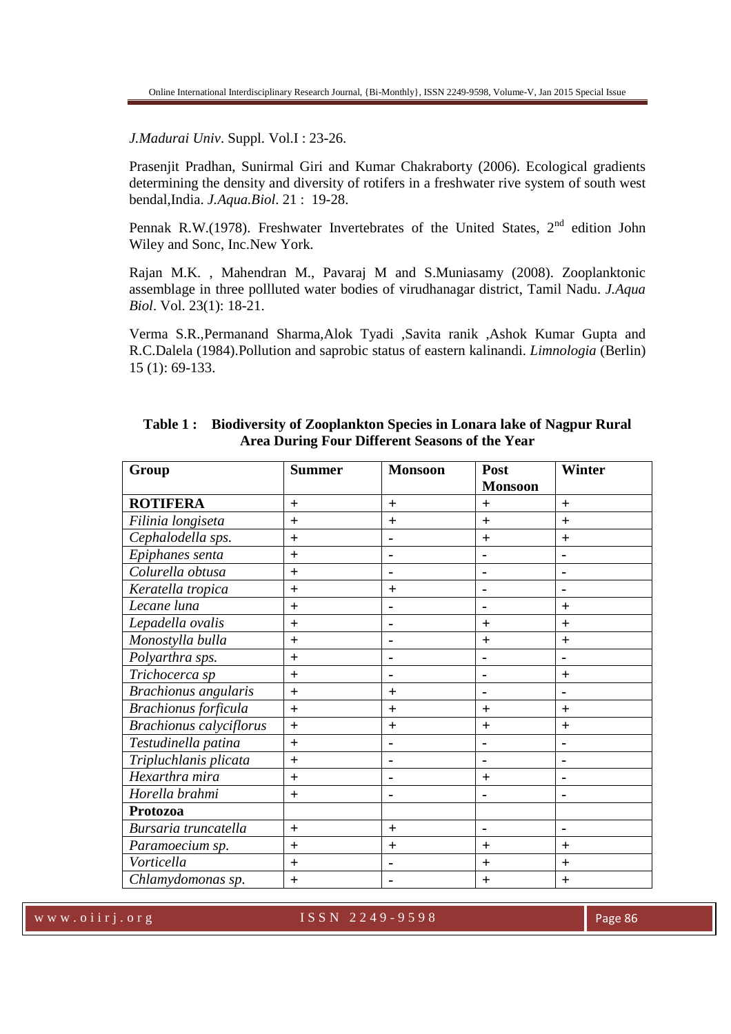*J.Madurai Univ*. Suppl. Vol.I : 23-26.

Prasenjit Pradhan, Sunirmal Giri and Kumar Chakraborty (2006). Ecological gradients determining the density and diversity of rotifers in a freshwater rive system of south west bendal,India. *J.Aqua.Biol*. 21 : 19-28.

Pennak R.W.(1978). Freshwater Invertebrates of the United States, 2[nd] edition John Wiley and Sonc, Inc.New York.

Rajan M.K. , Mahendran M., Pavaraj M and S.Muniasamy (2008). Zooplanktonic assemblage in three pollluted water bodies of virudhanagar district, Tamil Nadu. *J.Aqua Biol*. Vol. 23(1): 18-21.

Verma S.R.,Permanand Sharma,Alok Tyadi ,Savita ranik ,Ashok Kumar Gupta and R.C.Dalela (1984).Pollution and saprobic status of eastern kalinandi. *Limnologia* (Berlin) 15 (1): 69-133.

**Table 1 : Biodiversity of Zooplankton Species in Lonara lake of Nagpur Rural Area During Four Different Seasons of the Year**

| Group | Summer | Monsoon | Post Monsoon | Winter |
|---|---|---|---|---|
| **ROTIFERA** | + | + | + | + |
| *Filinia longiseta* | + | + | + | + |
| *Cephalodella sps.* | + | - | + | + |
| *Epiphanes senta* | + | - | - | - |
| *Colurella obtusa* | + | - | - | - |
| *Keratella tropica* | + | + | - | - |
| *Lecane luna* | + | - | - | + |
| *Lepadella ovalis* | + | - | + | + |
| *Monostylla bulla* | + | - | + | + |
| *Polyarthra sps.* | + | - | - | - |
| *Trichocerca sp* | + | - | - | + |
| *Brachionus angularis* | + | + | - | - |
| *Brachionus forficula* | + | + | + | + |
| *Brachionus calyciflorus* | + | + | + | + |
| *Testudinella patina* | + | - | - | - |
| *Tripluchlanis plicata* | + | - | - | - |
| *Hexarthra mira* | + | - | + | - |
| *Horella brahmi* | + | - | - | - |
| **Protozoa** | | | | |
| *Bursaria truncatella* | + | + | - | - |
| *Paramoecium sp.* | + | + | + | + |
| *Vorticella* | + | - | + | + |
| *Chlamydomonas sp.* | + | - | + | + |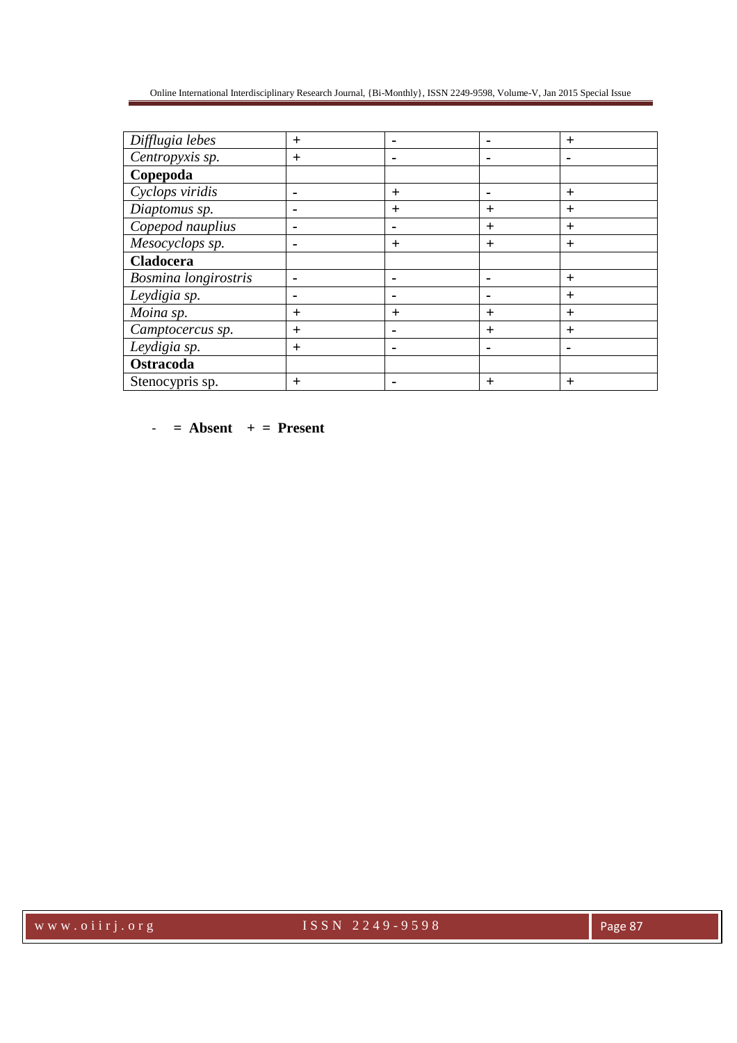| | | | | |
|---|---|---|---|---|
| *Difflugia lebes* | + | - | - | + |
| *Centropyxis sp.* | + | - | - | - |
| **Copepoda** | | | | |
| *Cyclops viridis* | - | + | - | + |
| *Diaptomus sp.* | - | + | + | + |
| *Copepod nauplius* | - | - | + | + |
| *Mesocyclops sp.* | - | + | + | + |
| **Cladocera** | | | | |
| *Bosmina longirostris* | - | - | - | + |
| *Leydigia sp.* | - | - | - | + |
| *Moina sp.* | + | + | + | + |
| *Camptocercus sp.* | + | - | + | + |
| *Leydigia sp.* | + | - | - | - |
| **Ostracoda** | | | | |
| Stenocypris sp. | + | - | + | + |

- **= Absent** + **= Present**